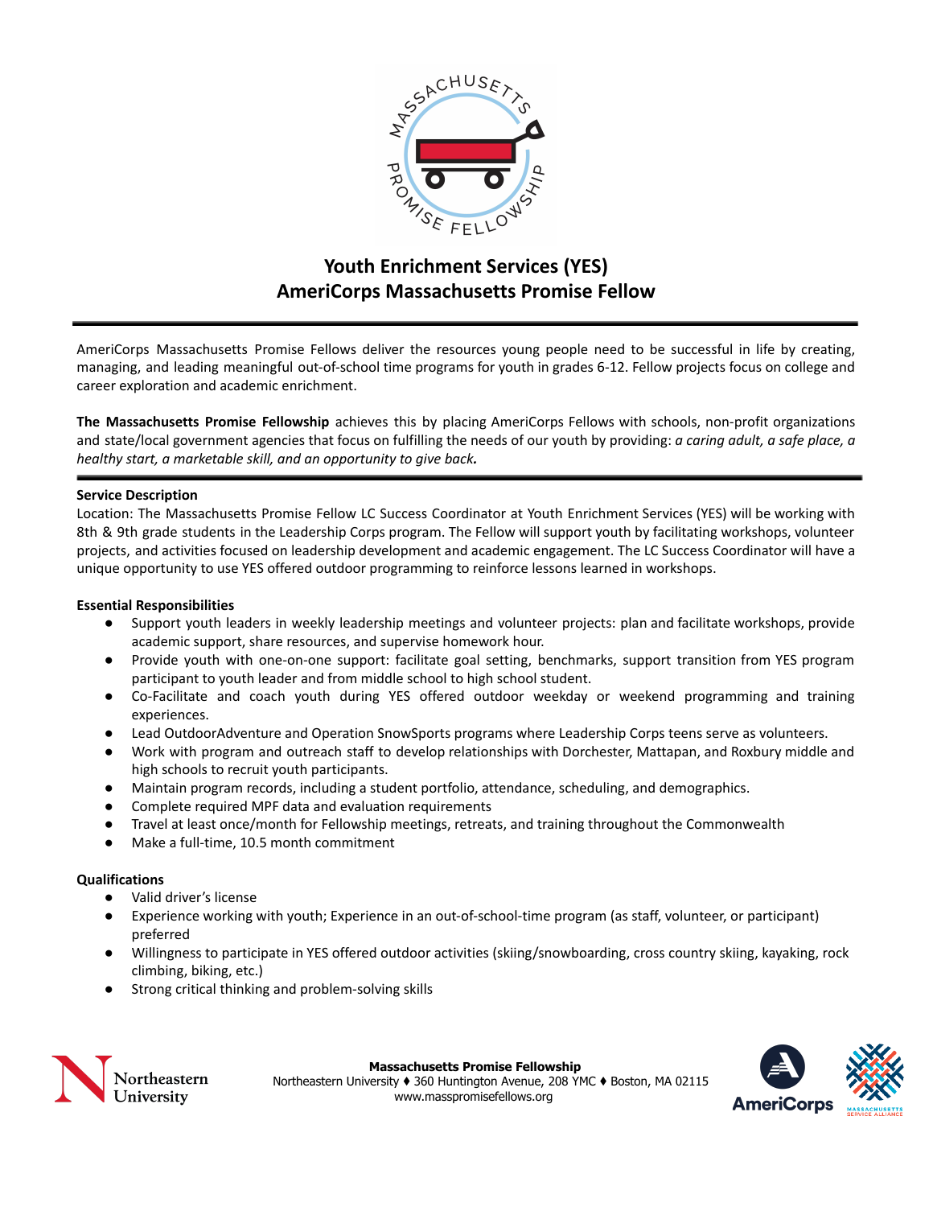# Youth Enrichment Services (YES)
# AmeriCorps Massachusetts Promise Fellow

---

AmeriCorps Massachusetts Promise Fellows deliver the resources young people need to be successful in life by creating, managing, and leading meaningful out-of-school time programs for youth in grades 6-12. Fellow projects focus on college and career exploration and academic enrichment.

**The Massachusetts Promise Fellowship** achieves this by placing AmeriCorps Fellows with schools, non-profit organizations and state/local government agencies that focus on fulfilling the needs of our youth by providing: *a caring adult, a safe place, a healthy start, a marketable skill, and an opportunity to give back.*

---

**Service Description**

Location: The Massachusetts Promise Fellow LC Success Coordinator at Youth Enrichment Services (YES) will be working with 8th & 9th grade students in the Leadership Corps program. The Fellow will support youth by facilitating workshops, volunteer projects, and activities focused on leadership development and academic engagement. The LC Success Coordinator will have a unique opportunity to use YES offered outdoor programming to reinforce lessons learned in workshops.

**Essential Responsibilities**

- Support youth leaders in weekly leadership meetings and volunteer projects: plan and facilitate workshops, provide academic support, share resources, and supervise homework hour.
- Provide youth with one-on-one support: facilitate goal setting, benchmarks, support transition from YES program participant to youth leader and from middle school to high school student.
- Co-Facilitate and coach youth during YES offered outdoor weekday or weekend programming and training experiences.
- Lead OutdoorAdventure and Operation SnowSports programs where Leadership Corps teens serve as volunteers.
- Work with program and outreach staff to develop relationships with Dorchester, Mattapan, and Roxbury middle and high schools to recruit youth participants.
- Maintain program records, including a student portfolio, attendance, scheduling, and demographics.
- Complete required MPF data and evaluation requirements
- Travel at least once/month for Fellowship meetings, retreats, and training throughout the Commonwealth
- Make a full-time, 10.5 month commitment

**Qualifications**

- Valid driver's license
- Experience working with youth; Experience in an out-of-school-time program (as staff, volunteer, or participant) preferred
- Willingness to participate in YES offered outdoor activities (skiing/snowboarding, cross country skiing, kayaking, rock climbing, biking, etc.)
- Strong critical thinking and problem-solving skills

**Massachusetts Promise Fellowship**
Northeastern University ♦ 360 Huntington Avenue, 208 YMC ♦ Boston, MA 02115
www.masspromisefellows.org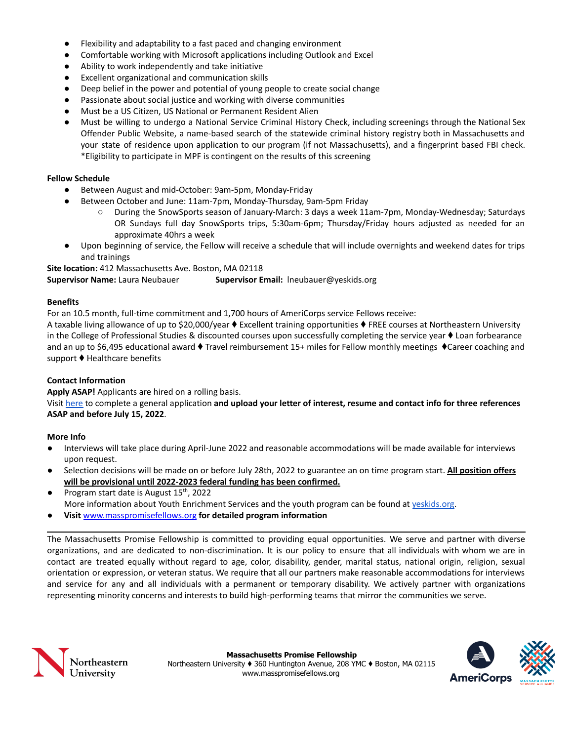- Flexibility and adaptability to a fast paced and changing environment
- Comfortable working with Microsoft applications including Outlook and Excel
- Ability to work independently and take initiative
- Excellent organizational and communication skills
- Deep belief in the power and potential of young people to create social change
- Passionate about social justice and working with diverse communities
- Must be a US Citizen, US National or Permanent Resident Alien
- Must be willing to undergo a National Service Criminal History Check, including screenings through the National Sex Offender Public Website, a name-based search of the statewide criminal history registry both in Massachusetts and your state of residence upon application to our program (if not Massachusetts), and a fingerprint based FBI check. *Eligibility to participate in MPF is contingent on the results of this screening

**Fellow Schedule**

- Between August and mid-October: 9am-5pm, Monday-Friday
- Between October and June: 11am-7pm, Monday-Thursday, 9am-5pm Friday
    - During the SnowSports season of January-March: 3 days a week 11am-7pm, Monday-Wednesday; Saturdays OR Sundays full day SnowSports trips, 5:30am-6pm; Thursday/Friday hours adjusted as needed for an approximate 40hrs a week
- Upon beginning of service, the Fellow will receive a schedule that will include overnights and weekend dates for trips and trainings

**Site location:** 412 Massachusetts Ave. Boston, MA 02118
**Supervisor Name:** Laura Neubauer **Supervisor Email:** lneubauer@yeskids.org

**Benefits**

For an 10.5 month, full-time commitment and 1,700 hours of AmeriCorps service Fellows receive:
A taxable living allowance of up to $20,000/year ♦ Excellent training opportunities ♦ FREE courses at Northeastern University in the College of Professional Studies & discounted courses upon successfully completing the service year ♦ Loan forbearance and an up to $6,495 educational award ♦ Travel reimbursement 15+ miles for Fellow monthly meetings ♦Career coaching and support ♦ Healthcare benefits

**Contact Information**

**Apply ASAP!** Applicants are hired on a rolling basis.
Visit here to complete a general application **and upload your letter of interest, resume and contact info for three references ASAP and before July 15, 2022**.

**More Info**

- Interviews will take place during April-June 2022 and reasonable accommodations will be made available for interviews upon request.
- Selection decisions will be made on or before July 28th, 2022 to guarantee an on time program start. **All position offers will be provisional until 2022-2023 federal funding has been confirmed.**
- Program start date is August 15th, 2022
  More information about Youth Enrichment Services and the youth program can be found at yeskids.org.
- **Visit** www.masspromisefellows.org **for detailed program information**

---

The Massachusetts Promise Fellowship is committed to providing equal opportunities. We serve and partner with diverse organizations, and are dedicated to non-discrimination. It is our policy to ensure that all individuals with whom we are in contact are treated equally without regard to age, color, disability, gender, marital status, national origin, religion, sexual orientation or expression, or veteran status. We require that all our partners make reasonable accommodations for interviews and service for any and all individuals with a permanent or temporary disability. We actively partner with organizations representing minority concerns and interests to build high-performing teams that mirror the communities we serve.

Northeastern University

**Massachusetts Promise Fellowship**
Northeastern University ♦ 360 Huntington Avenue, 208 YMC ♦ Boston, MA 02115
www.masspromisefellows.org

AmeriCorps

MASSACHUSETTS SERVICE ALLIANCE